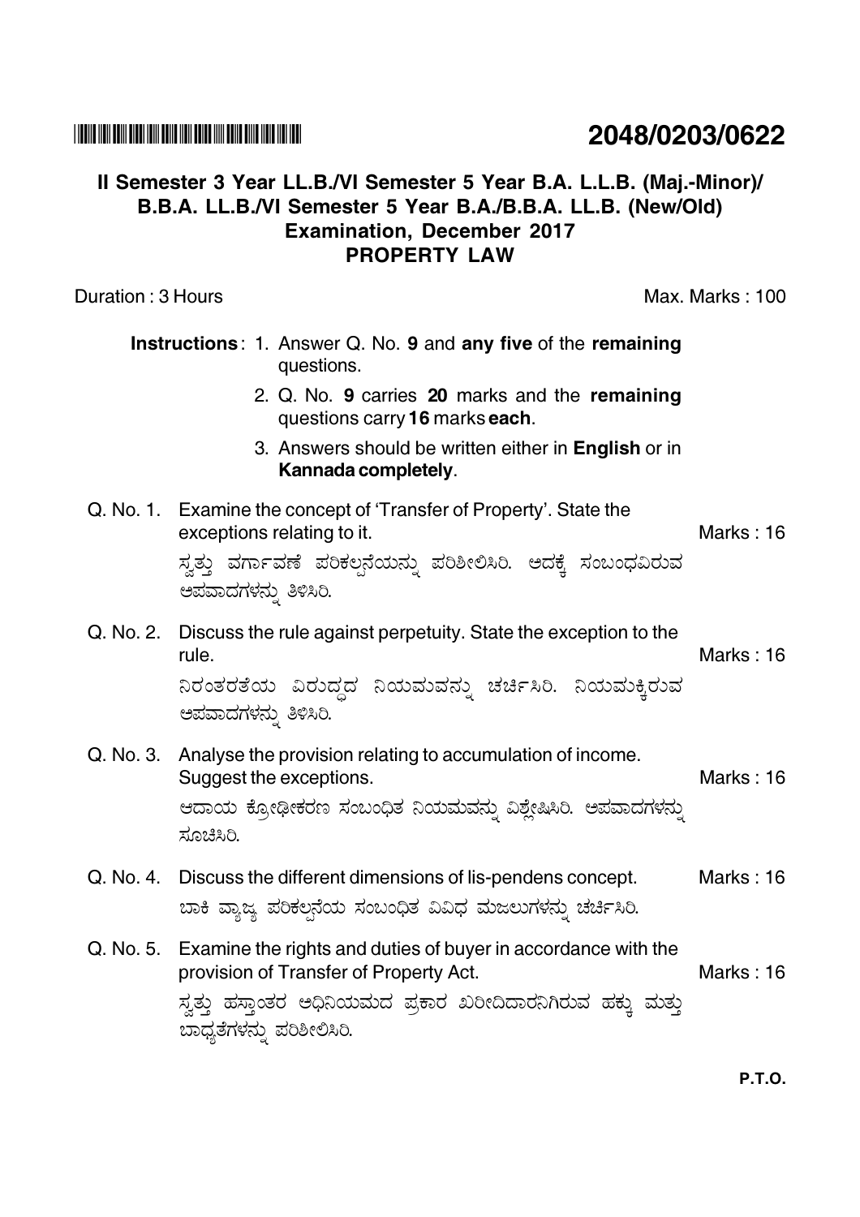# 2048/0203/0622

## II Semester 3 Year LL.B./VI Semester 5 Year B.A. L.L.B. (Maj.-Minor)/ B.B.A. LL.B./VI Semester 5 Year B.A./B.B.A. LL.B. (New/Old) Examination, December 2017

## PROPERTY LAW

Duration : 3 Hours                                                                 Max. Marks : 100

**Instructions**: 1. Answer Q. No. **9** and **any five** of the **remaining** questions.

2. Q. No. **9** carries **20** marks and the **remaining** questions carry **16** marks **each**.

3. Answers should be written either in **English** or in **Kannada completely**.

Q. No. 1. Examine the concept of 'Transfer of Property'. State the exceptions relating to it. Marks : 16

ಸ್ವತ್ತು ವರ್ಗಾವಣೆ ಪರಿಕಲ್ಪನೆಯನ್ನು ಪರಿಶೀಲಿಸಿರಿ. ಅದಕ್ಕೆ ಸಂಬಂಧವಿರುವ ಅಪವಾದಗಳನ್ನು ತಿಳಿಸಿರಿ.

Q. No. 2. Discuss the rule against perpetuity. State the exception to the rule. Marks : 16

ನಿರಂತರತೆಯ ವಿರುದ್ಧದ ನಿಯಮವನ್ನು ಚರ್ಚಿಸಿರಿ. ನಿಯಮಕ್ಕಿರುವ ಅಪವಾದಗಳನ್ನು ತಿಳಿಸಿರಿ.

Q. No. 3. Analyse the provision relating to accumulation of income. Suggest the exceptions. Marks : 16

ಆದಾಯ ಕ್ರೋಢೀಕರಣ ಸಂಬಂಧಿತ ನಿಯಮವನ್ನು ವಿಶ್ಲೇಷಿಸಿರಿ. ಅಪವಾದಗಳನ್ನು ಸೂಚಿಸಿರಿ.

Q. No. 4. Discuss the different dimensions of lis-pendens concept. Marks : 16

ಬಾಕಿ ವ್ಯಾಜ್ಯ ಪರಿಕಲ್ಪನೆಯ ಸಂಬಂಧಿತ ವಿವಿಧ ಮಜಲುಗಳನ್ನು ಚರ್ಚಿಸಿರಿ.

Q. No. 5. Examine the rights and duties of buyer in accordance with the provision of Transfer of Property Act. Marks : 16

ಸ್ವತ್ತು ಹಸ್ತಾಂತರ ಅಧಿನಿಯಮದ ಪ್ರಕಾರ ಖರೀದಿದಾರನಿಗಿರುವ ಹಕ್ಕು ಮತ್ತು ಬಾಧ್ಯತೆಗಳನ್ನು ಪರಿಶೀಲಿಸಿರಿ.

P.T.O.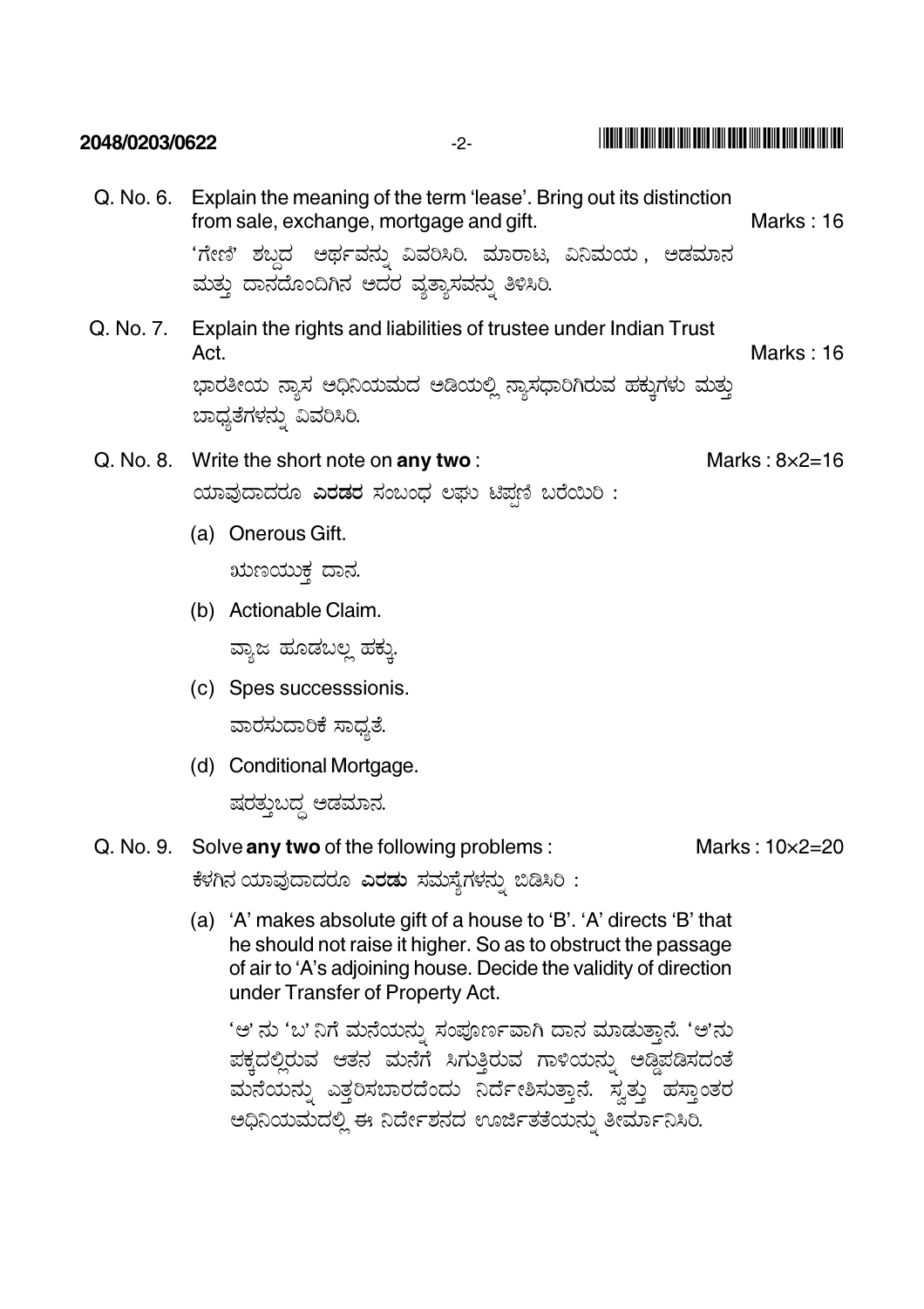Q. No. 6. Explain the meaning of the term 'lease'. Bring out its distinction from sale, exchange, mortgage and gift. Marks : 16

'ಗೇಣಿ' ಶಬ್ದದ ಅರ್ಥವನ್ನು ವಿವರಿಸಿರಿ. ಮಾರಾಟ, ವಿನಿಮಯ , ಅಡಮಾನ ಮತ್ತು ದಾನದೊಂದಿಗಿನ ಅದರ ವ್ಯತ್ಯಾಸವನ್ನು ತಿಳಿಸಿರಿ.

Q. No. 7. Explain the rights and liabilities of trustee under Indian Trust Act. Marks : 16

ಭಾರತೀಯ ನ್ಯಾಸ ಅಧಿನಿಯಮದ ಅಡಿಯಲ್ಲಿ ನ್ಯಾಸಧಾರಿಗಿರುವ ಹಕ್ಕುಗಳು ಮತ್ತು ಬಾಧ್ಯತೆಗಳನ್ನು ವಿವರಿಸಿರಿ.

Q. No. 8. Write the short note on **any two** : Marks : 8×2=16

ಯಾವುದಾದರೂ **ಎರಡರ** ಸಂಬಂಧ ಲಘು ಟಿಪ್ಪಣಿ ಬರೆಯಿರಿ :

(a) Onerous Gift.

ಋಣಯುಕ್ತ ದಾನ.

(b) Actionable Claim.

ವ್ಯಾಜ ಹೂಡಬಲ್ಲ ಹಕ್ಕು.

(c) Spes successsionis.

ವಾರಸುದಾರಿಕೆ ಸಾಧ್ಯತೆ.

(d) Conditional Mortgage.

ಷರತ್ತುಬದ್ಧ ಅಡಮಾನ.

Q. No. 9. Solve **any two** of the following problems : Marks : 10×2=20

ಕೆಳಗಿನ ಯಾವುದಾದರೂ **ಎರಡು** ಸಮಸ್ಯೆಗಳನ್ನು ಬಿಡಿಸಿರಿ :

(a) 'A' makes absolute gift of a house to 'B'. 'A' directs 'B' that he should not raise it higher. So as to obstruct the passage of air to 'A's adjoining house. Decide the validity of direction under Transfer of Property Act.

'ಅ' ನು 'ಬ' ನಿಗೆ ಮನೆಯನ್ನು ಸಂಪೂರ್ಣವಾಗಿ ದಾನ ಮಾಡುತ್ತಾನೆ. 'ಅ'ನು ಪಕ್ಕದಲ್ಲಿರುವ ಆತನ ಮನೆಗೆ ಸಿಗುತ್ತಿರುವ ಗಾಳಿಯನ್ನು ಅಡ್ಡಿಪಡಿಸದಂತೆ ಮನೆಯನ್ನು ಎತ್ತರಿಸಬಾರದೆಂದು ನಿರ್ದೇಶಿಸುತ್ತಾನೆ. ಸ್ವತ್ತು ಹಸ್ತಾಂತರ ಅಧಿನಿಯಮದಲ್ಲಿ ಈ ನಿರ್ದೇಶನದ ಊರ್ಜಿತತೆಯನ್ನು ತೀರ್ಮಾನಿಸಿರಿ.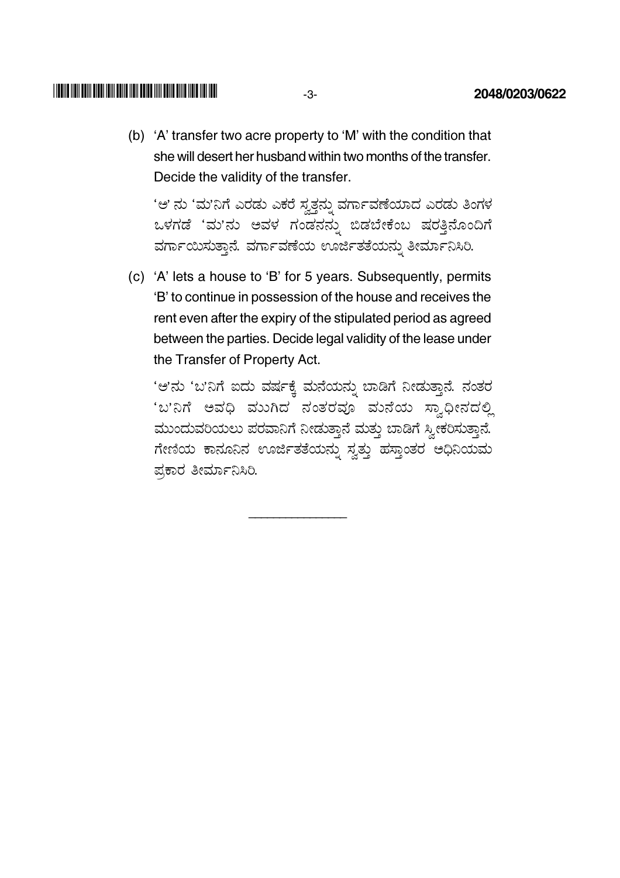(b) 'A' transfer two acre property to 'M' with the condition that she will desert her husband within two months of the transfer. Decide the validity of the transfer.

'ಅ' ನು 'ಮ'ನಿಗೆ ಎರಡು ಎಕರೆ ಸ್ವತ್ತನ್ನು ವರ್ಗಾವಣೆಯಾದ ಎರಡು ತಿಂಗಳ ಒಳಗಡೆ 'ಮ'ನು ಅವಳ ಗಂಡನನ್ನು ಬಿಡಬೇಕೆಂಬ ಷರತ್ತಿನೊಂದಿಗೆ ವರ್ಗಾಯಿಸುತ್ತಾನೆ. ವರ್ಗಾವಣೆಯ ಊರ್ಜಿತತೆಯನ್ನು ತೀರ್ಮಾನಿಸಿರಿ.

(c) 'A' lets a house to 'B' for 5 years. Subsequently, permits 'B' to continue in possession of the house and receives the rent even after the expiry of the stipulated period as agreed between the parties. Decide legal validity of the lease under the Transfer of Property Act.

'ಅ'ನು 'ಬ'ನಿಗೆ ಐದು ವರ್ಷಕ್ಕೆ ಮನೆಯನ್ನು ಬಾಡಿಗೆ ನೀಡುತ್ತಾನೆ. ನಂತರ 'ಬ'ನಿಗೆ ಅವಧಿ ಮುಗಿದ ನಂತರವೂ ಮನೆಯ ಸ್ವಾಧೀನದಲ್ಲಿ ಮುಂದುವರಿಯಲು ಪರವಾನಿಗೆ ನೀಡುತ್ತಾನೆ ಮತ್ತು ಬಾಡಿಗೆ ಸ್ವೀಕರಿಸುತ್ತಾನೆ. ಗೇಣಿಯ ಕಾನೂನಿನ ಊರ್ಜಿತತೆಯನ್ನು ಸ್ವತ್ತು ಹಸ್ತಾಂತರ ಅಧಿನಿಯಮ ಪ್ರಕಾರ ತೀರ್ಮಾನಿಸಿರಿ.

---